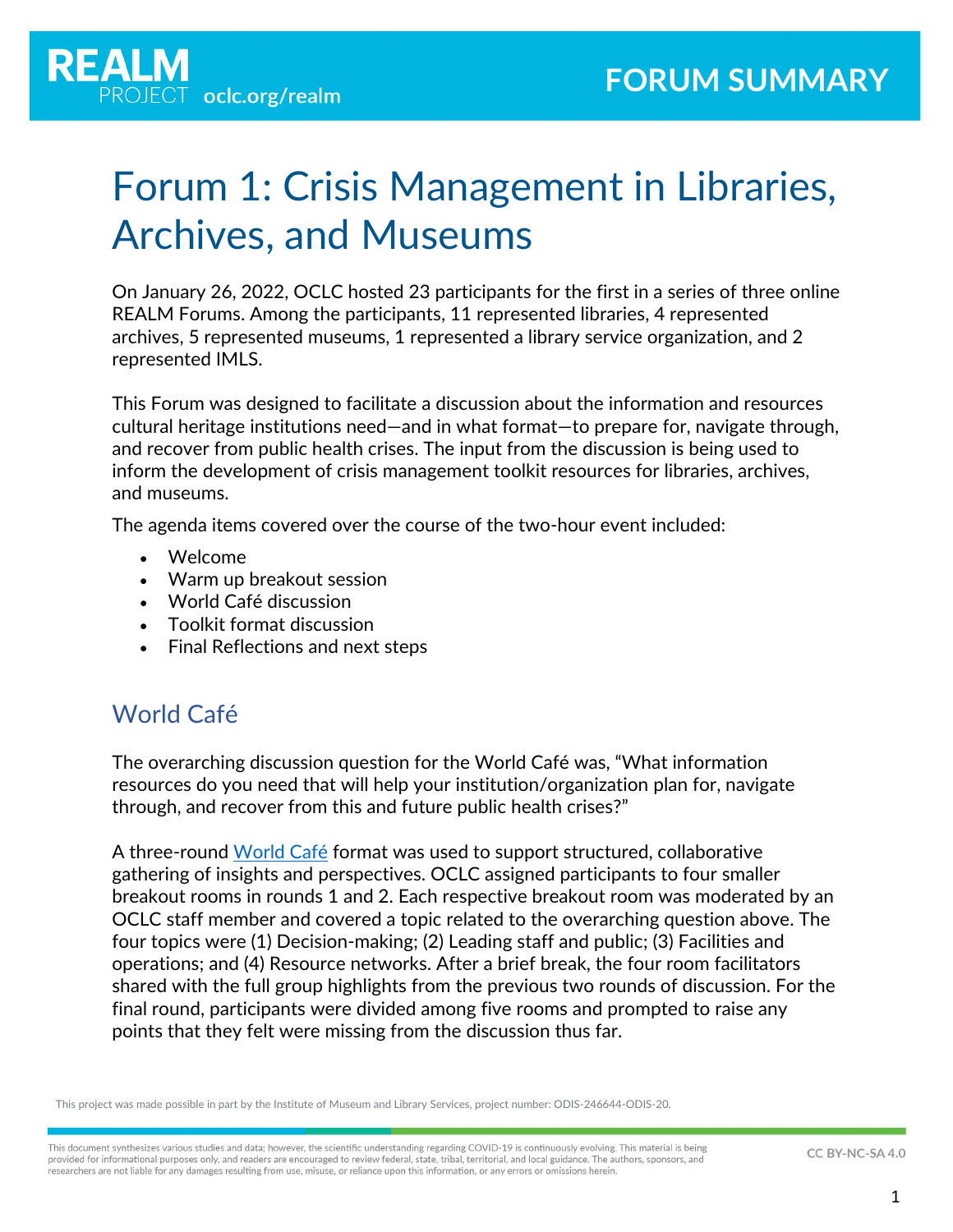# Forum 1: Crisis Management in Libraries, Archives, and Museums

On January 26, 2022, OCLC hosted 23 participants for the first in a series of three online REALM Forums. Among the participants, 11 represented libraries, 4 represented archives, 5 represented museums, 1 represented a library service organization, and 2 represented IMLS.

This Forum was designed to facilitate a discussion about the information and resources cultural heritage institutions need—and in what format—to prepare for, navigate through, and recover from public health crises. The input from the discussion is being used to inform the development of crisis management toolkit resources for libraries, archives, and museums.

The agenda items covered over the course of the two-hour event included:

- Welcome
- Warm up breakout session
- World Café discussion
- Toolkit format discussion
- Final Reflections and next steps

## World Café

The overarching discussion question for the World Café was, "What information resources do you need that will help your institution/organization plan for, navigate through, and recover from this and future public health crises?"

A three-round World Café format was used to support structured, collaborative gathering of insights and perspectives. OCLC assigned participants to four smaller breakout rooms in rounds 1 and 2. Each respective breakout room was moderated by an OCLC staff member and covered a topic related to the overarching question above. The four topics were (1) Decision-making; (2) Leading staff and public; (3) Facilities and operations; and (4) Resource networks. After a brief break, the four room facilitators shared with the full group highlights from the previous two rounds of discussion. For the final round, participants were divided among five rooms and prompted to raise any points that they felt were missing from the discussion thus far.

This project was made possible in part by the Institute of Museum and Library Services, project number: ODIS-246644-ODIS-20.

This document synthesizes various studies and data; however, the scientific understanding regarding COVID-19 is continuously evolving. This material is being provided for informational purposes only, and readers are encouraged to review federal, state, tribal, territorial, and local guidance. The authors, sponsors, and researchers are not liable for any damages resulting from use, misuse, or reliance upon this information, or any errors or omissions herein.

CC BY-NC-SA 4.0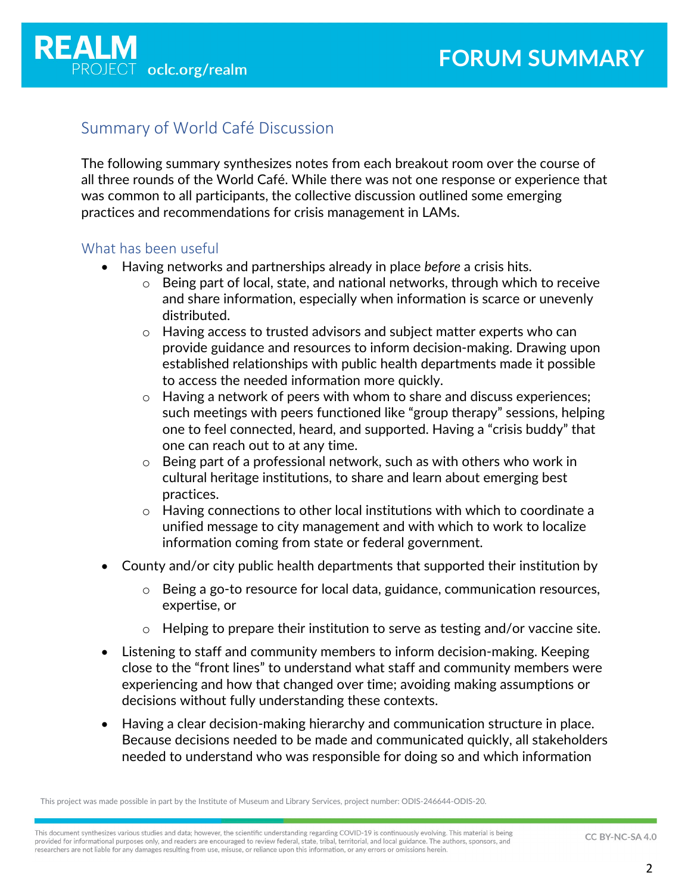## Summary of World Café Discussion

The following summary synthesizes notes from each breakout room over the course of all three rounds of the World Café. While there was not one response or experience that was common to all participants, the collective discussion outlined some emerging practices and recommendations for crisis management in LAMs.

### What has been useful

- Having networks and partnerships already in place *before* a crisis hits.
  - Being part of local, state, and national networks, through which to receive and share information, especially when information is scarce or unevenly distributed.
  - Having access to trusted advisors and subject matter experts who can provide guidance and resources to inform decision-making. Drawing upon established relationships with public health departments made it possible to access the needed information more quickly.
  - Having a network of peers with whom to share and discuss experiences; such meetings with peers functioned like "group therapy" sessions, helping one to feel connected, heard, and supported. Having a "crisis buddy" that one can reach out to at any time.
  - Being part of a professional network, such as with others who work in cultural heritage institutions, to share and learn about emerging best practices.
  - Having connections to other local institutions with which to coordinate a unified message to city management and with which to work to localize information coming from state or federal government.
- County and/or city public health departments that supported their institution by
  - Being a go-to resource for local data, guidance, communication resources, expertise, or
  - Helping to prepare their institution to serve as testing and/or vaccine site.
- Listening to staff and community members to inform decision-making. Keeping close to the "front lines" to understand what staff and community members were experiencing and how that changed over time; avoiding making assumptions or decisions without fully understanding these contexts.
- Having a clear decision-making hierarchy and communication structure in place. Because decisions needed to be made and communicated quickly, all stakeholders needed to understand who was responsible for doing so and which information

This project was made possible in part by the Institute of Museum and Library Services, project number: ODIS-246644-ODIS-20.

This document synthesizes various studies and data; however, the scientific understanding regarding COVID-19 is continuously evolving. This material is being provided for informational purposes only, and readers are encouraged to review federal, state, tribal, territorial, and local guidance. The authors, sponsors, and researchers are not liable for any damages resulting from use, misuse, or reliance upon this information, or any errors or omissions herein.

CC BY-NC-SA 4.0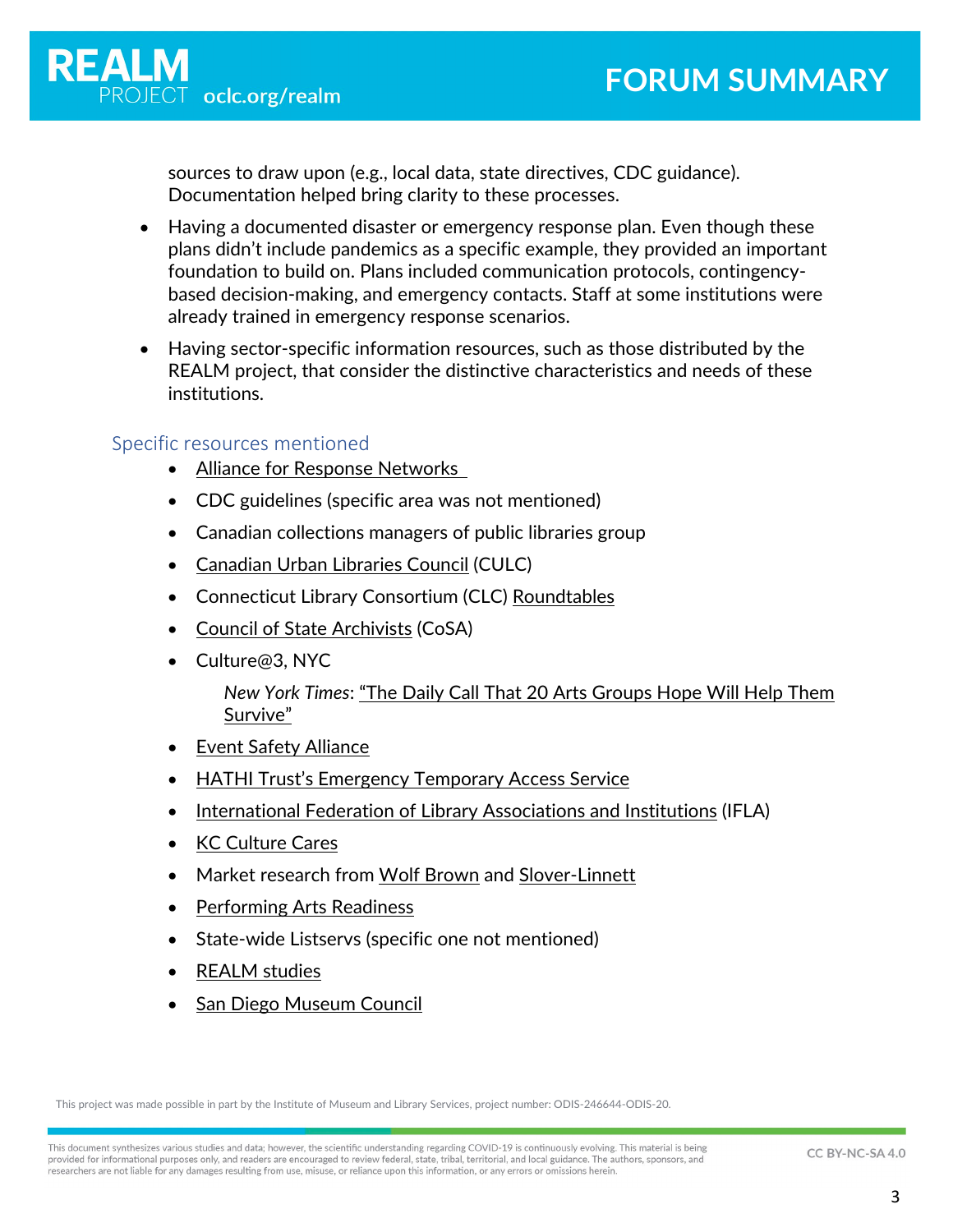sources to draw upon (e.g., local data, state directives, CDC guidance). Documentation helped bring clarity to these processes.

- Having a documented disaster or emergency response plan. Even though these plans didn't include pandemics as a specific example, they provided an important foundation to build on. Plans included communication protocols, contingency-based decision-making, and emergency contacts. Staff at some institutions were already trained in emergency response scenarios.
- Having sector-specific information resources, such as those distributed by the REALM project, that consider the distinctive characteristics and needs of these institutions.

## Specific resources mentioned

- Alliance for Response Networks
- CDC guidelines (specific area was not mentioned)
- Canadian collections managers of public libraries group
- Canadian Urban Libraries Council (CULC)
- Connecticut Library Consortium (CLC) Roundtables
- Council of State Archivists (CoSA)
- Culture@3, NYC

  *New York Times*: "The Daily Call That 20 Arts Groups Hope Will Help Them Survive"
- Event Safety Alliance
- HATHI Trust's Emergency Temporary Access Service
- International Federation of Library Associations and Institutions (IFLA)
- KC Culture Cares
- Market research from Wolf Brown and Slover-Linnett
- Performing Arts Readiness
- State-wide Listservs (specific one not mentioned)
- REALM studies
- San Diego Museum Council

This project was made possible in part by the Institute of Museum and Library Services, project number: ODIS-246644-ODIS-20.

This document synthesizes various studies and data; however, the scientific understanding regarding COVID-19 is continuously evolving. This material is being provided for informational purposes only, and readers are encouraged to review federal, state, tribal, territorial, and local guidance. The authors, sponsors, and researchers are not liable for any damages resulting from use, misuse, or reliance upon this information, or any errors or omissions herein.

CC BY-NC-SA 4.0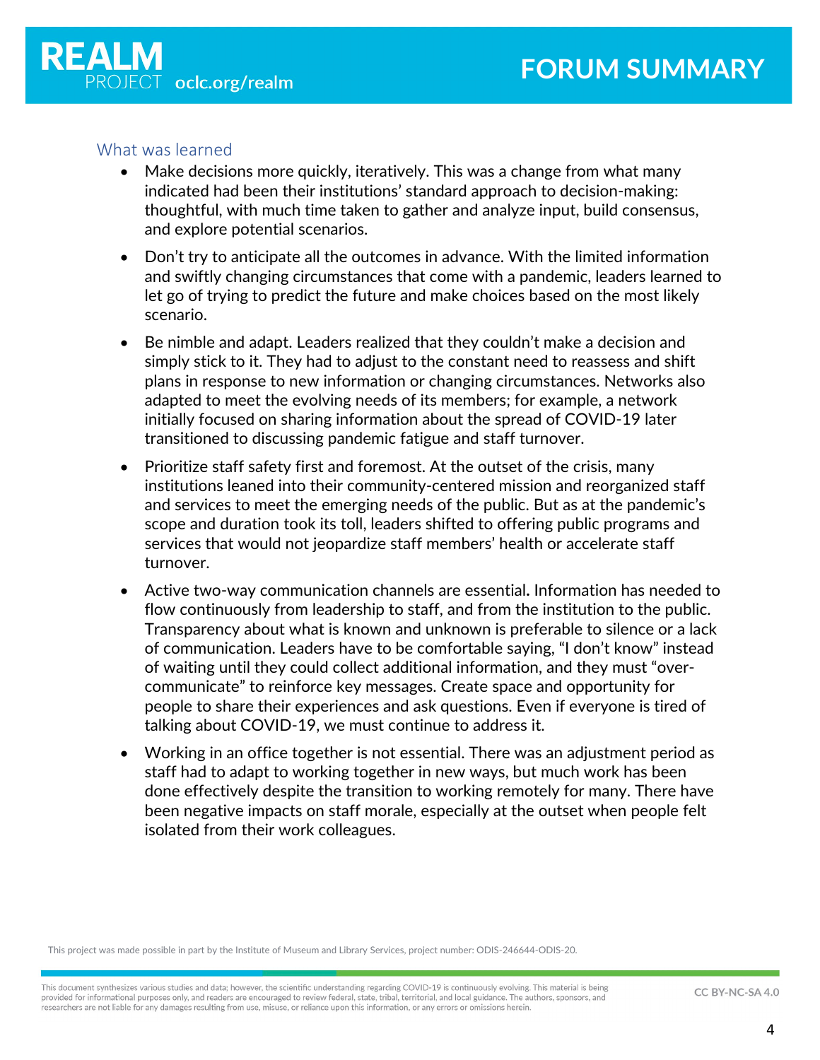## What was learned

- Make decisions more quickly, iteratively. This was a change from what many indicated had been their institutions' standard approach to decision-making: thoughtful, with much time taken to gather and analyze input, build consensus, and explore potential scenarios.
- Don't try to anticipate all the outcomes in advance. With the limited information and swiftly changing circumstances that come with a pandemic, leaders learned to let go of trying to predict the future and make choices based on the most likely scenario.
- Be nimble and adapt. Leaders realized that they couldn't make a decision and simply stick to it. They had to adjust to the constant need to reassess and shift plans in response to new information or changing circumstances. Networks also adapted to meet the evolving needs of its members; for example, a network initially focused on sharing information about the spread of COVID-19 later transitioned to discussing pandemic fatigue and staff turnover.
- Prioritize staff safety first and foremost. At the outset of the crisis, many institutions leaned into their community-centered mission and reorganized staff and services to meet the emerging needs of the public. But as at the pandemic's scope and duration took its toll, leaders shifted to offering public programs and services that would not jeopardize staff members' health or accelerate staff turnover.
- Active two-way communication channels are essential**.** Information has needed to flow continuously from leadership to staff, and from the institution to the public. Transparency about what is known and unknown is preferable to silence or a lack of communication. Leaders have to be comfortable saying, "I don't know" instead of waiting until they could collect additional information, and they must "over-communicate" to reinforce key messages. Create space and opportunity for people to share their experiences and ask questions. Even if everyone is tired of talking about COVID-19, we must continue to address it.
- Working in an office together is not essential. There was an adjustment period as staff had to adapt to working together in new ways, but much work has been done effectively despite the transition to working remotely for many. There have been negative impacts on staff morale, especially at the outset when people felt isolated from their work colleagues.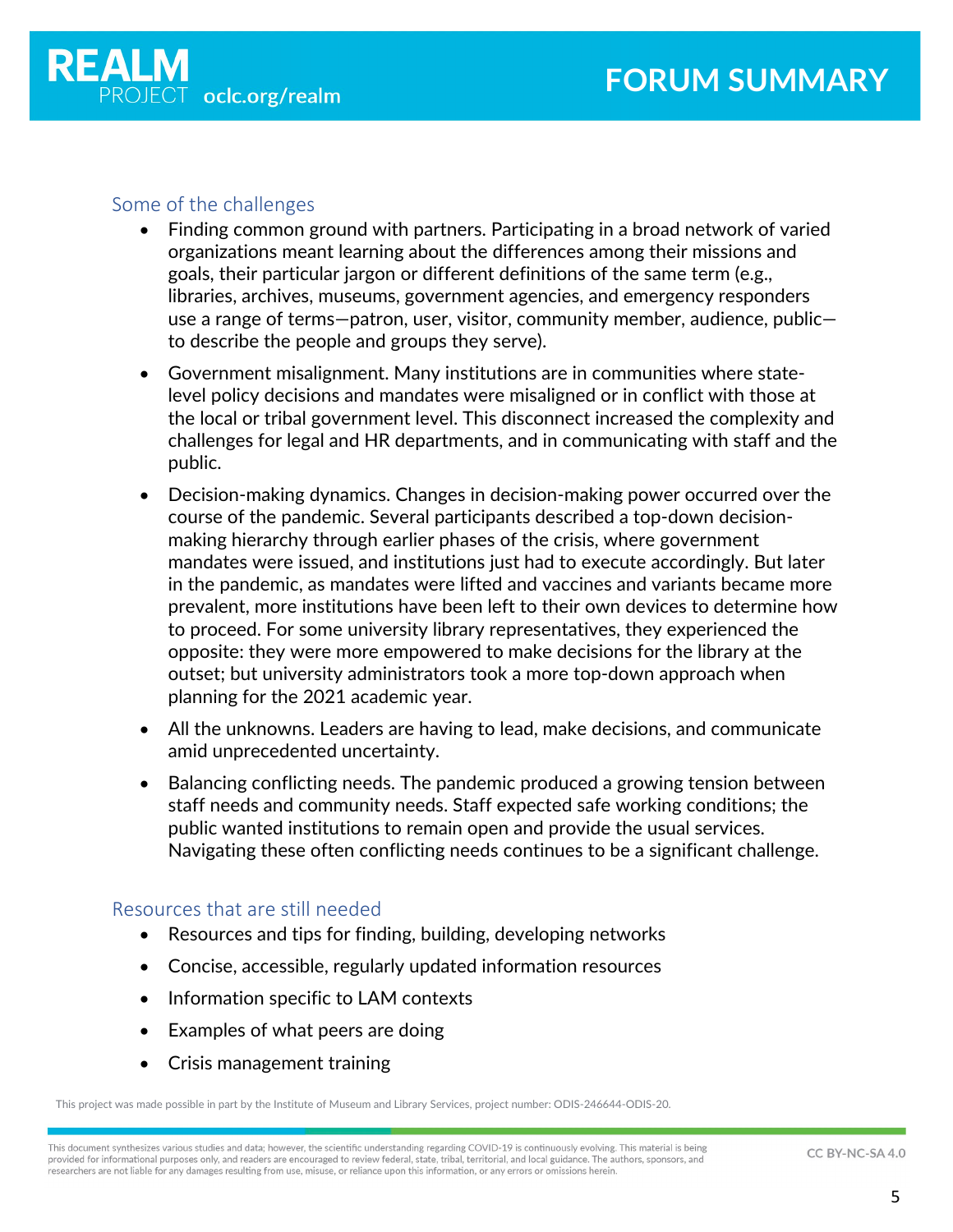## Some of the challenges

- Finding common ground with partners. Participating in a broad network of varied organizations meant learning about the differences among their missions and goals, their particular jargon or different definitions of the same term (e.g., libraries, archives, museums, government agencies, and emergency responders use a range of terms—patron, user, visitor, community member, audience, public—to describe the people and groups they serve).
- Government misalignment. Many institutions are in communities where state-level policy decisions and mandates were misaligned or in conflict with those at the local or tribal government level. This disconnect increased the complexity and challenges for legal and HR departments, and in communicating with staff and the public.
- Decision-making dynamics. Changes in decision-making power occurred over the course of the pandemic. Several participants described a top-down decision-making hierarchy through earlier phases of the crisis, where government mandates were issued, and institutions just had to execute accordingly. But later in the pandemic, as mandates were lifted and vaccines and variants became more prevalent, more institutions have been left to their own devices to determine how to proceed. For some university library representatives, they experienced the opposite: they were more empowered to make decisions for the library at the outset; but university administrators took a more top-down approach when planning for the 2021 academic year.
- All the unknowns. Leaders are having to lead, make decisions, and communicate amid unprecedented uncertainty.
- Balancing conflicting needs. The pandemic produced a growing tension between staff needs and community needs. Staff expected safe working conditions; the public wanted institutions to remain open and provide the usual services. Navigating these often conflicting needs continues to be a significant challenge.

## Resources that are still needed

- Resources and tips for finding, building, developing networks
- Concise, accessible, regularly updated information resources
- Information specific to LAM contexts
- Examples of what peers are doing
- Crisis management training

This project was made possible in part by the Institute of Museum and Library Services, project number: ODIS-246644-ODIS-20.

This document synthesizes various studies and data; however, the scientific understanding regarding COVID-19 is continuously evolving. This material is being provided for informational purposes only, and readers are encouraged to review federal, state, tribal, territorial, and local guidance. The authors, sponsors, and researchers are not liable for any damages resulting from use, misuse, or reliance upon this information, or any errors or omissions herein.

CC BY-NC-SA 4.0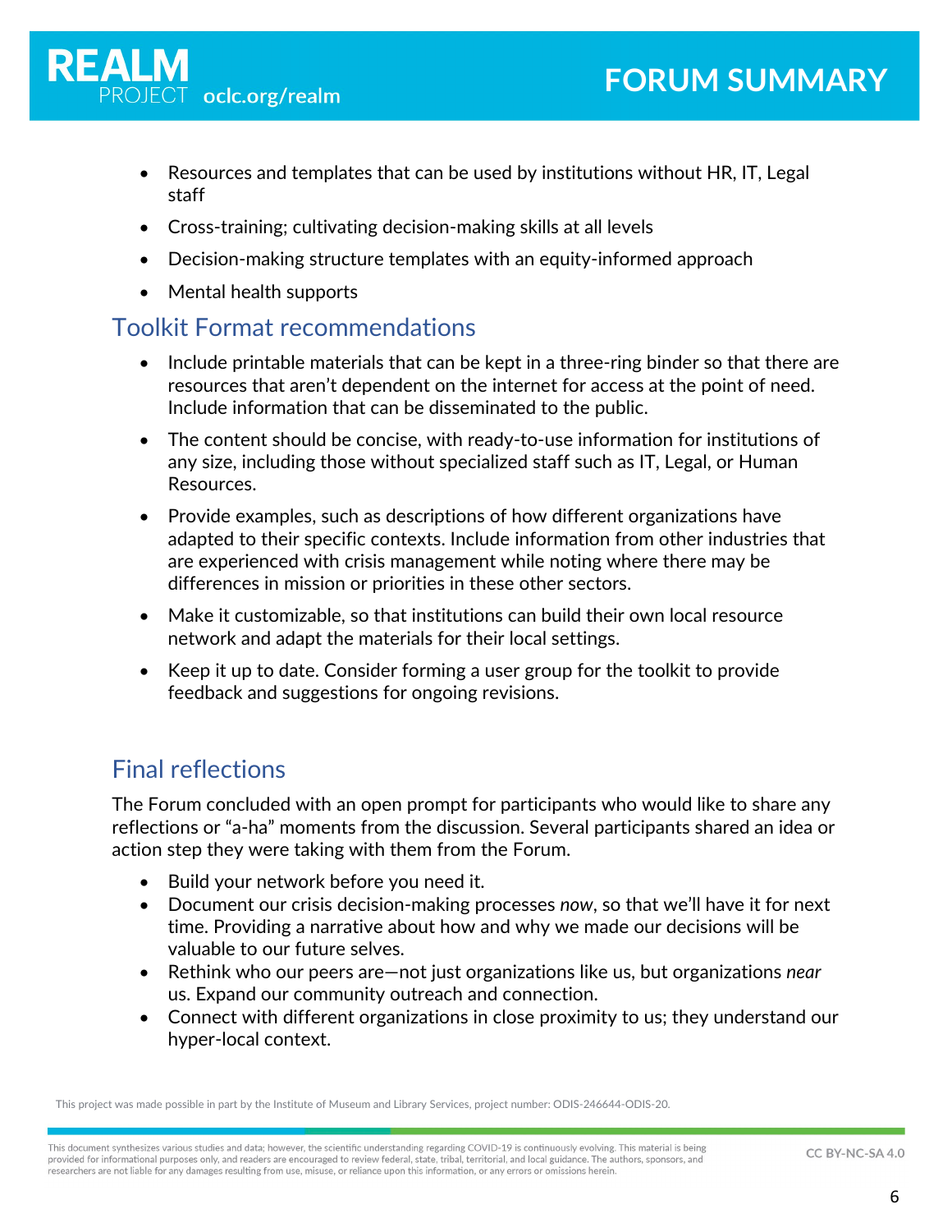- Resources and templates that can be used by institutions without HR, IT, Legal staff
- Cross-training; cultivating decision-making skills at all levels
- Decision-making structure templates with an equity-informed approach
- Mental health supports

## Toolkit Format recommendations

- Include printable materials that can be kept in a three-ring binder so that there are resources that aren't dependent on the internet for access at the point of need. Include information that can be disseminated to the public.
- The content should be concise, with ready-to-use information for institutions of any size, including those without specialized staff such as IT, Legal, or Human Resources.
- Provide examples, such as descriptions of how different organizations have adapted to their specific contexts. Include information from other industries that are experienced with crisis management while noting where there may be differences in mission or priorities in these other sectors.
- Make it customizable, so that institutions can build their own local resource network and adapt the materials for their local settings.
- Keep it up to date. Consider forming a user group for the toolkit to provide feedback and suggestions for ongoing revisions.

## Final reflections

The Forum concluded with an open prompt for participants who would like to share any reflections or "a-ha" moments from the discussion. Several participants shared an idea or action step they were taking with them from the Forum.

- Build your network before you need it.
- Document our crisis decision-making processes *now*, so that we'll have it for next time. Providing a narrative about how and why we made our decisions will be valuable to our future selves.
- Rethink who our peers are—not just organizations like us, but organizations *near* us. Expand our community outreach and connection.
- Connect with different organizations in close proximity to us; they understand our hyper-local context.

This project was made possible in part by the Institute of Museum and Library Services, project number: ODIS-246644-ODIS-20.

This document synthesizes various studies and data; however, the scientific understanding regarding COVID-19 is continuously evolving. This material is being provided for informational purposes only, and readers are encouraged to review federal, state, tribal, territorial, and local guidance. The authors, sponsors, and researchers are not liable for any damages resulting from use, misuse, or reliance upon this information, or any errors or omissions herein.

CC BY-NC-SA 4.0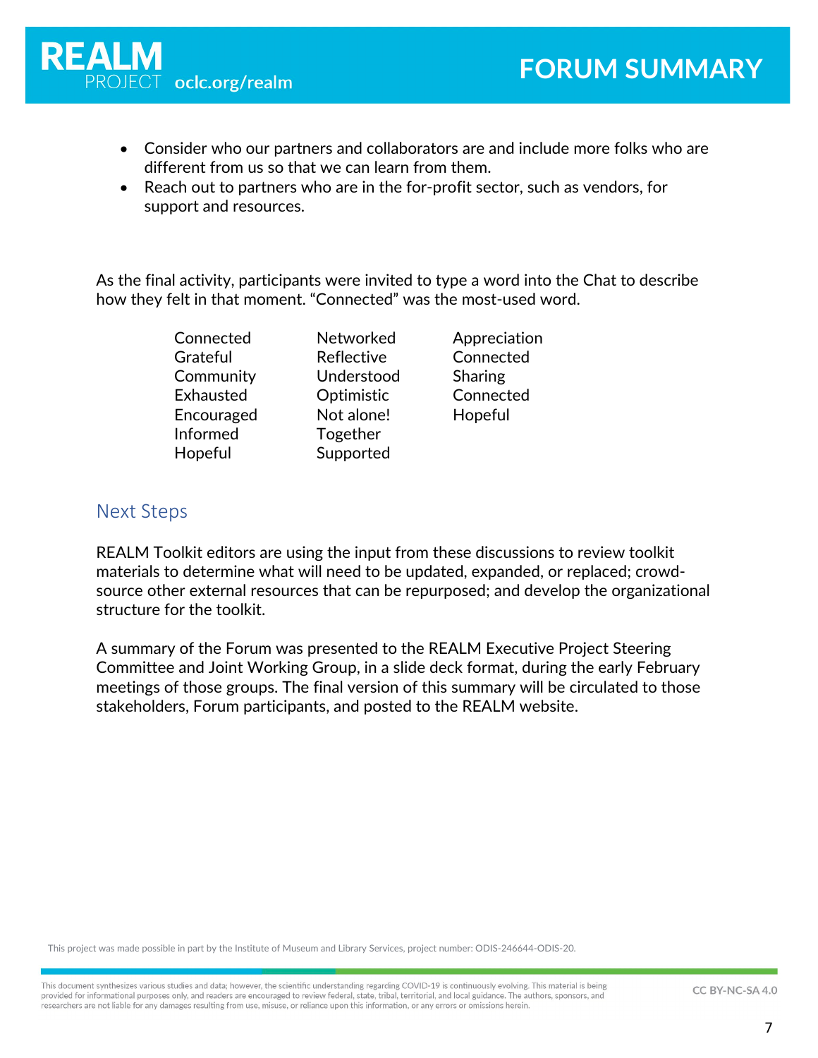- Consider who our partners and collaborators are and include more folks who are different from us so that we can learn from them.
- Reach out to partners who are in the for-profit sector, such as vendors, for support and resources.

As the final activity, participants were invited to type a word into the Chat to describe how they felt in that moment. "Connected" was the most-used word.

| | | |
|---|---|---|
| Connected | Networked | Appreciation |
| Grateful | Reflective | Connected |
| Community | Understood | Sharing |
| Exhausted | Optimistic | Connected |
| Encouraged | Not alone! | Hopeful |
| Informed | Together | |
| Hopeful | Supported | |

## Next Steps

REALM Toolkit editors are using the input from these discussions to review toolkit materials to determine what will need to be updated, expanded, or replaced; crowd-source other external resources that can be repurposed; and develop the organizational structure for the toolkit.

A summary of the Forum was presented to the REALM Executive Project Steering Committee and Joint Working Group, in a slide deck format, during the early February meetings of those groups. The final version of this summary will be circulated to those stakeholders, Forum participants, and posted to the REALM website.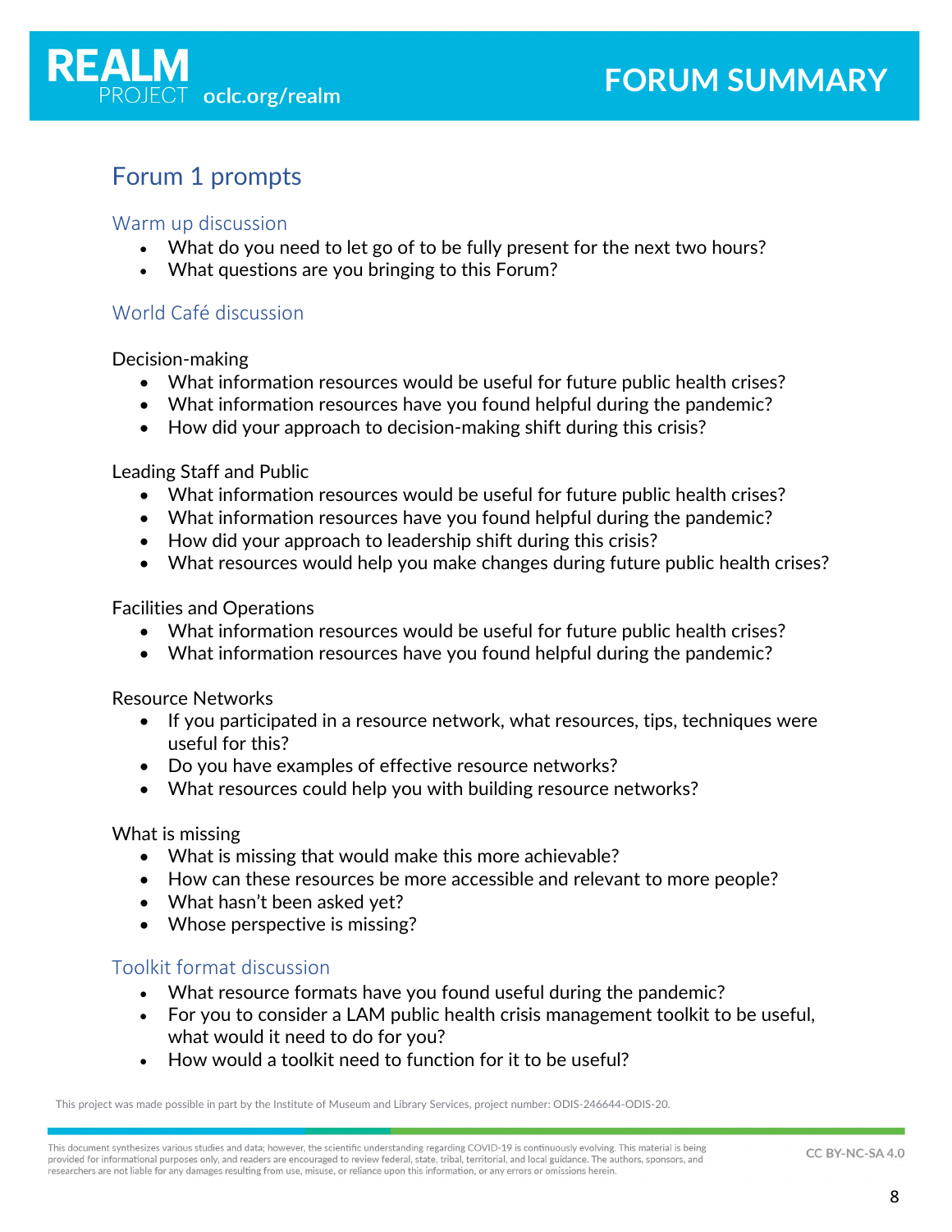## Forum 1 prompts

### Warm up discussion

- What do you need to let go of to be fully present for the next two hours?
- What questions are you bringing to this Forum?

### World Café discussion

Decision-making

- What information resources would be useful for future public health crises?
- What information resources have you found helpful during the pandemic?
- How did your approach to decision-making shift during this crisis?

Leading Staff and Public

- What information resources would be useful for future public health crises?
- What information resources have you found helpful during the pandemic?
- How did your approach to leadership shift during this crisis?
- What resources would help you make changes during future public health crises?

Facilities and Operations

- What information resources would be useful for future public health crises?
- What information resources have you found helpful during the pandemic?

Resource Networks

- If you participated in a resource network, what resources, tips, techniques were useful for this?
- Do you have examples of effective resource networks?
- What resources could help you with building resource networks?

What is missing

- What is missing that would make this more achievable?
- How can these resources be more accessible and relevant to more people?
- What hasn't been asked yet?
- Whose perspective is missing?

### Toolkit format discussion

- What resource formats have you found useful during the pandemic?
- For you to consider a LAM public health crisis management toolkit to be useful, what would it need to do for you?
- How would a toolkit need to function for it to be useful?

This project was made possible in part by the Institute of Museum and Library Services, project number: ODIS-246644-ODIS-20.

This document synthesizes various studies and data; however, the scientific understanding regarding COVID-19 is continuously evolving. This material is being provided for informational purposes only, and readers are encouraged to review federal, state, tribal, territorial, and local guidance. The authors, sponsors, and researchers are not liable for any damages resulting from use, misuse, or reliance upon this information, or any errors or omissions herein.

CC BY-NC-SA 4.0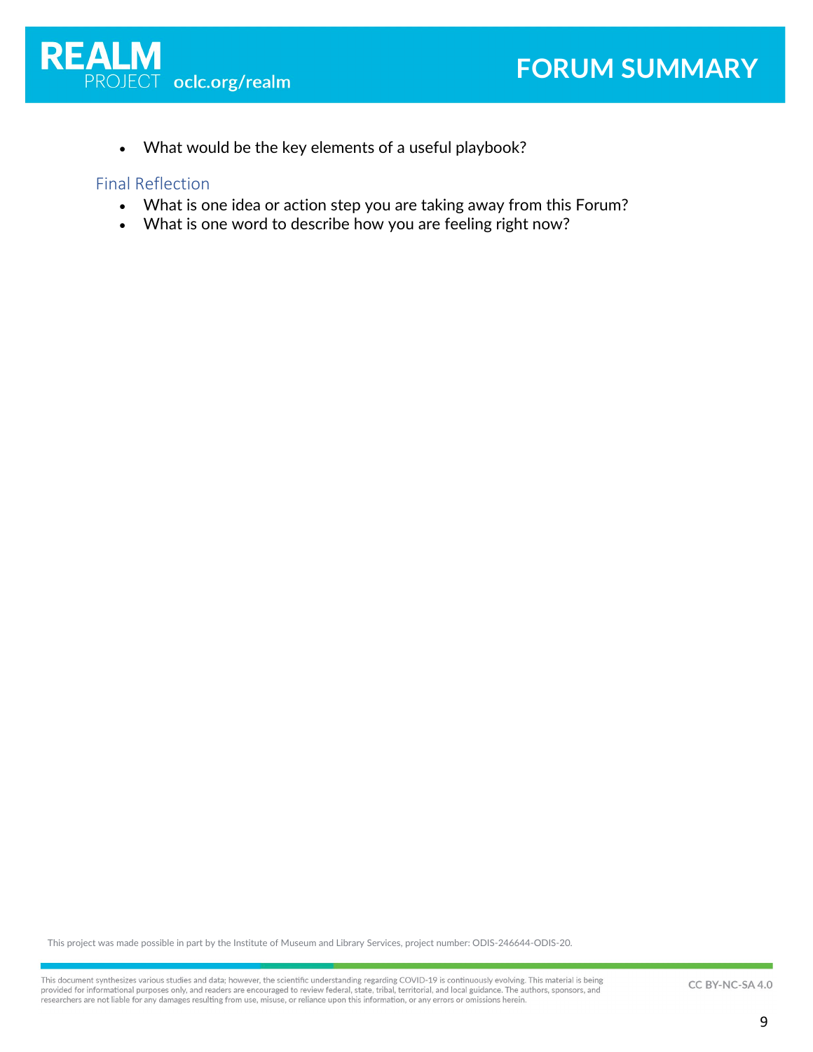- What would be the key elements of a useful playbook?

### Final Reflection

- What is one idea or action step you are taking away from this Forum?
- What is one word to describe how you are feeling right now?

This project was made possible in part by the Institute of Museum and Library Services, project number: ODIS-246644-ODIS-20.

This document synthesizes various studies and data; however, the scientific understanding regarding COVID-19 is continuously evolving. This material is being provided for informational purposes only, and readers are encouraged to review federal, state, tribal, territorial, and local guidance. The authors, sponsors, and researchers are not liable for any damages resulting from use, misuse, or reliance upon this information, or any errors or omissions herein.

CC BY-NC-SA 4.0